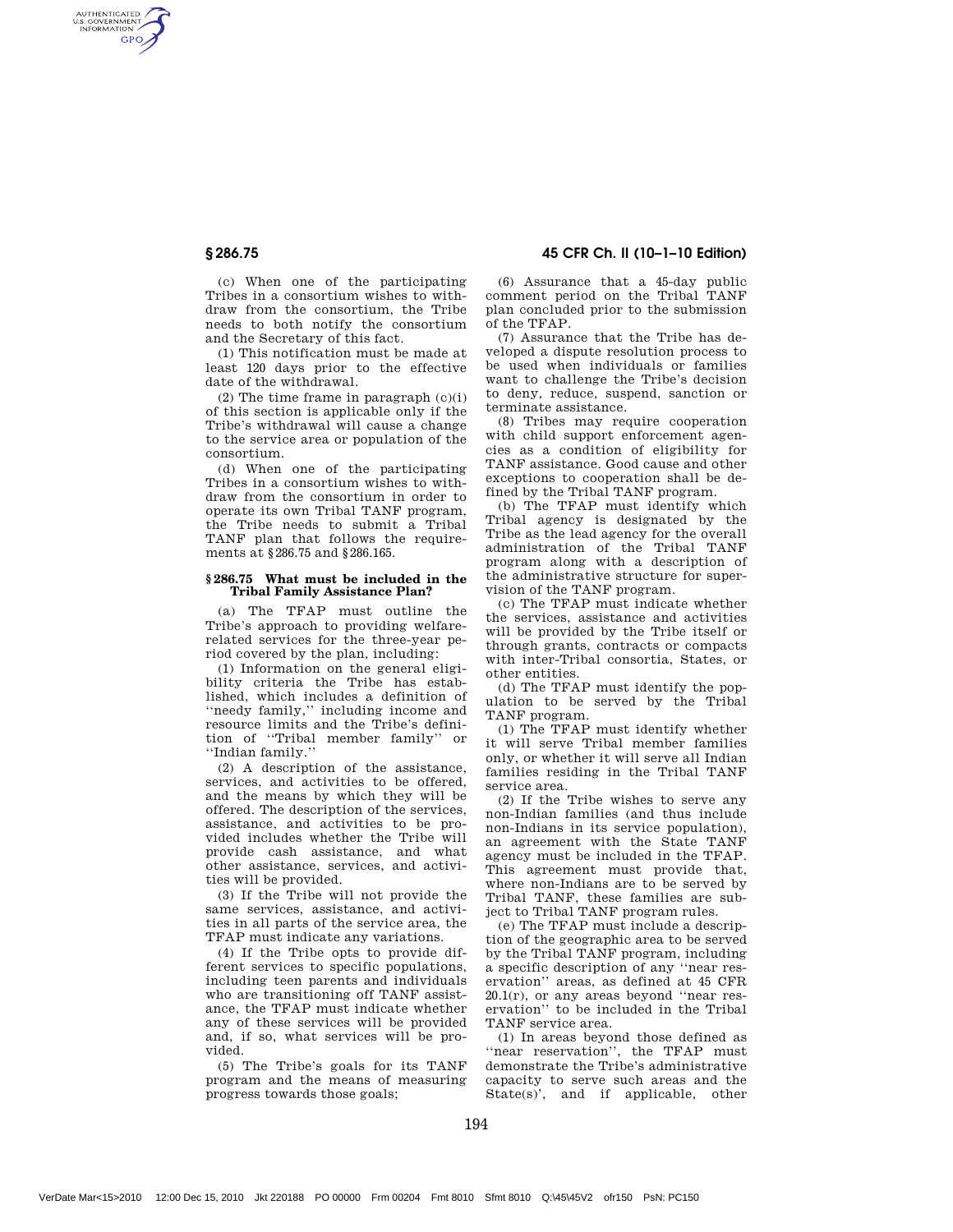(c) When one of the participating Tribes in a consortium wishes to withdraw from the consortium, the Tribe needs to both notify the consortium and the Secretary of this fact.

(1) This notification must be made at least 120 days prior to the effective date of the withdrawal.

(2) The time frame in paragraph (c)(i) of this section is applicable only if the Tribe's withdrawal will cause a change to the service area or population of the consortium.

(d) When one of the participating Tribes in a consortium wishes to withdraw from the consortium in order to operate its own Tribal TANF program, the Tribe needs to submit a Tribal TANF plan that follows the requirements at §286.75 and §286.165.

### §286.75 What must be included in the Tribal Family Assistance Plan?

(a) The TFAP must outline the Tribe's approach to providing welfare-related services for the three-year period covered by the plan, including:

(1) Information on the general eligibility criteria the Tribe has established, which includes a definition of ''needy family,'' including income and resource limits and the Tribe's definition of ''Tribal member family'' or ''Indian family.''

(2) A description of the assistance, services, and activities to be offered, and the means by which they will be offered. The description of the services, assistance, and activities to be provided includes whether the Tribe will provide cash assistance, and what other assistance, services, and activities will be provided.

(3) If the Tribe will not provide the same services, assistance, and activities in all parts of the service area, the TFAP must indicate any variations.

(4) If the Tribe opts to provide different services to specific populations, including teen parents and individuals who are transitioning off TANF assistance, the TFAP must indicate whether any of these services will be provided and, if so, what services will be provided.

(5) The Tribe's goals for its TANF program and the means of measuring progress towards those goals;

(6) Assurance that a 45-day public comment period on the Tribal TANF plan concluded prior to the submission of the TFAP.

(7) Assurance that the Tribe has developed a dispute resolution process to be used when individuals or families want to challenge the Tribe's decision to deny, reduce, suspend, sanction or terminate assistance.

(8) Tribes may require cooperation with child support enforcement agencies as a condition of eligibility for TANF assistance. Good cause and other exceptions to cooperation shall be defined by the Tribal TANF program.

(b) The TFAP must identify which Tribal agency is designated by the Tribe as the lead agency for the overall administration of the Tribal TANF program along with a description of the administrative structure for supervision of the TANF program.

(c) The TFAP must indicate whether the services, assistance and activities will be provided by the Tribe itself or through grants, contracts or compacts with inter-Tribal consortia, States, or other entities.

(d) The TFAP must identify the population to be served by the Tribal TANF program.

(1) The TFAP must identify whether it will serve Tribal member families only, or whether it will serve all Indian families residing in the Tribal TANF service area.

(2) If the Tribe wishes to serve any non-Indian families (and thus include non-Indians in its service population), an agreement with the State TANF agency must be included in the TFAP. This agreement must provide that, where non-Indians are to be served by Tribal TANF, these families are subject to Tribal TANF program rules.

(e) The TFAP must include a description of the geographic area to be served by the Tribal TANF program, including a specific description of any ''near reservation'' areas, as defined at 45 CFR 20.1(r), or any areas beyond ''near reservation'' to be included in the Tribal TANF service area.

(1) In areas beyond those defined as ''near reservation'', the TFAP must demonstrate the Tribe's administrative capacity to serve such areas and the State(s)', and if applicable, other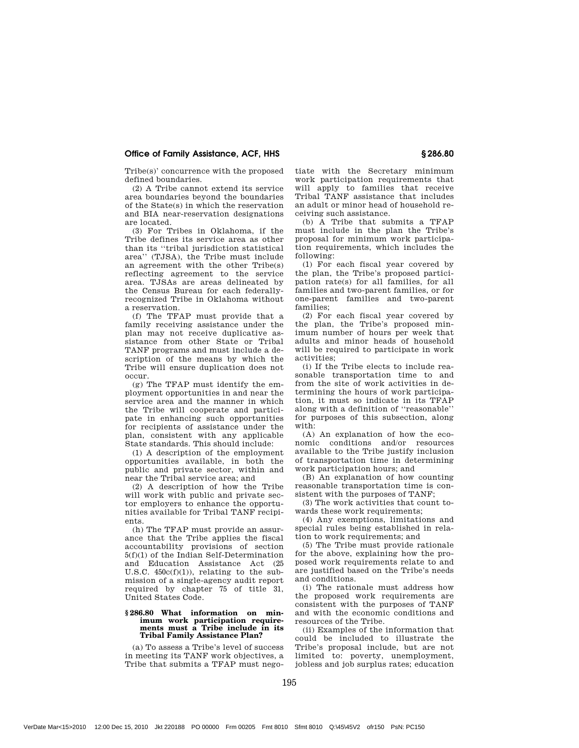Tribe(s)' concurrence with the proposed defined boundaries.

(2) A Tribe cannot extend its service area boundaries beyond the boundaries of the State(s) in which the reservation and BIA near-reservation designations are located.

(3) For Tribes in Oklahoma, if the Tribe defines its service area as other than its "tribal jurisdiction statistical area" (TJSA), the Tribe must include an agreement with the other Tribe(s) reflecting agreement to the service area. TJSAs are areas delineated by the Census Bureau for each federally-recognized Tribe in Oklahoma without a reservation.

(f) The TFAP must provide that a family receiving assistance under the plan may not receive duplicative assistance from other State or Tribal TANF programs and must include a description of the means by which the Tribe will ensure duplication does not occur.

(g) The TFAP must identify the employment opportunities in and near the service area and the manner in which the Tribe will cooperate and participate in enhancing such opportunities for recipients of assistance under the plan, consistent with any applicable State standards. This should include:

(1) A description of the employment opportunities available, in both the public and private sector, within and near the Tribal service area; and

(2) A description of how the Tribe will work with public and private sector employers to enhance the opportunities available for Tribal TANF recipients.

(h) The TFAP must provide an assurance that the Tribe applies the fiscal accountability provisions of section 5(f)(1) of the Indian Self-Determination and Education Assistance Act (25 U.S.C. 450c(f)(1)), relating to the submission of a single-agency audit report required by chapter 75 of title 31, United States Code.

### § 286.80 What information on minimum work participation requirements must a Tribe include in its Tribal Family Assistance Plan?

(a) To assess a Tribe's level of success in meeting its TANF work objectives, a Tribe that submits a TFAP must negotiate with the Secretary minimum work participation requirements that will apply to families that receive Tribal TANF assistance that includes an adult or minor head of household receiving such assistance.

(b) A Tribe that submits a TFAP must include in the plan the Tribe's proposal for minimum work participation requirements, which includes the following:

(1) For each fiscal year covered by the plan, the Tribe's proposed participation rate(s) for all families, for all families and two-parent families, or for one-parent families and two-parent families;

(2) For each fiscal year covered by the plan, the Tribe's proposed minimum number of hours per week that adults and minor heads of household will be required to participate in work activities;

(i) If the Tribe elects to include reasonable transportation time to and from the site of work activities in determining the hours of work participation, it must so indicate in its TFAP along with a definition of "reasonable" for purposes of this subsection, along with:

(A) An explanation of how the economic conditions and/or resources available to the Tribe justify inclusion of transportation time in determining work participation hours; and

(B) An explanation of how counting reasonable transportation time is consistent with the purposes of TANF;

(3) The work activities that count towards these work requirements;

(4) Any exemptions, limitations and special rules being established in relation to work requirements; and

(5) The Tribe must provide rationale for the above, explaining how the proposed work requirements relate to and are justified based on the Tribe's needs and conditions.

(i) The rationale must address how the proposed work requirements are consistent with the purposes of TANF and with the economic conditions and resources of the Tribe.

(ii) Examples of the information that could be included to illustrate the Tribe's proposal include, but are not limited to: poverty, unemployment, jobless and job surplus rates; education